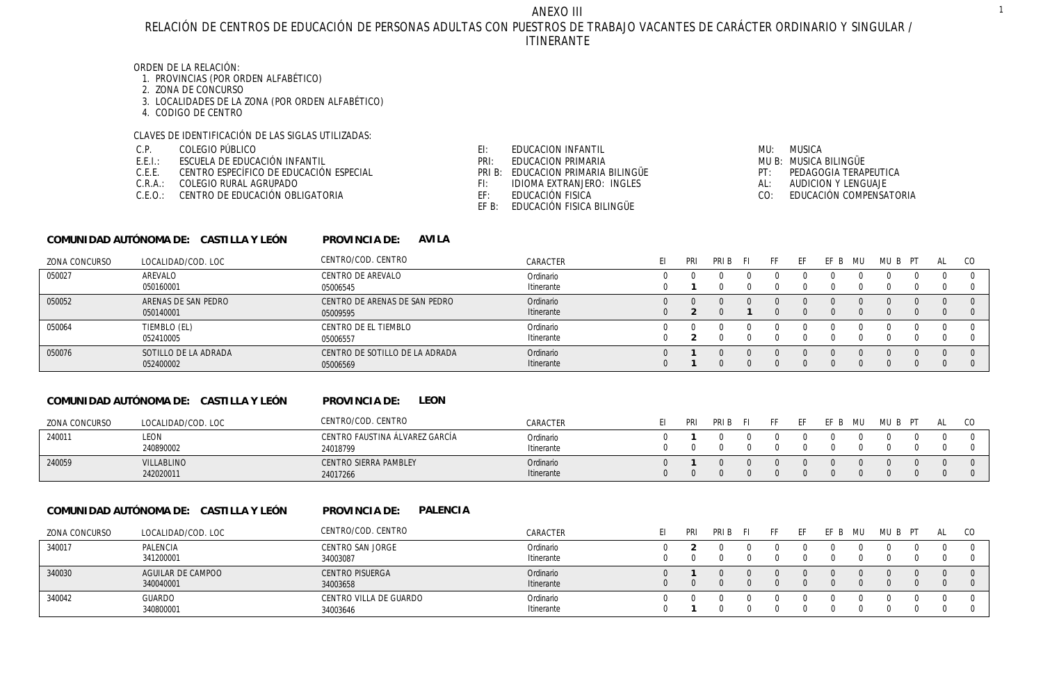# ANEXO III

## RELACIÓN DE CENTROS DE EDUCACIÓN DE PERSONAS ADULTAS CON PUESTROS DE TRABAJO VACANTES DE CARÁCTER ORDINARIO Y SINGULAR / ITINERANTE

ORDEN DE LA RELACIÓN:

1. PROVINCIAS (POR ORDEN ALFABÉTICO)
2. ZONA DE CONCURSO
3. LOCALIDADES DE LA ZONA (POR ORDEN ALFABÉTICO)
4. CODIGO DE CENTRO

CLAVES DE IDENTIFICACIÓN DE LAS SIGLAS UTILIZADAS:

| | |
|---|---|
| C.P. | COLEGIO PÚBLICO |
| E.E.I.: | ESCUELA DE EDUCACIÓN INFANTIL |
| C.E.E. | CENTRO ESPECÍFICO DE EDUCACIÓN ESPECIAL |
| C.R.A.: | COLEGIO RURAL AGRUPADO |
| C.E.O.: | CENTRO DE EDUCACIÓN OBLIGATORIA |
| EI: | EDUCACION INFANTIL |
| PRI: | EDUCACION PRIMARIA |
| PRI B: | EDUCACION PRIMARIA BILINGÜE |
| FI: | IDIOMA EXTRANJERO: INGLES |
| EF: | EDUCACIÓN FISICA |
| EF B: | EDUCACIÓN FISICA BILINGÜE |
| MU: | MUSICA |
| MU B: | MUSICA BILINGÜE |
| PT: | PEDAGOGIA TERAPEUTICA |
| AL: | AUDICION Y LENGUAJE |
| CO: | EDUCACIÓN COMPENSATORIA |

**COMUNIDAD AUTÓNOMA DE: CASTILLA Y LEÓN** **PROVINCIA DE: AVILA**

| ZONA CONCURSO | LOCALIDAD/COD. LOC | CENTRO/COD. CENTRO | CARACTER | EI | PRI | PRI B | FI | FF | EF | EF B | MU | MU B | PT | AL | CO |
|---|---|---|---|---|---|---|---|---|---|---|---|---|---|---|---|
| 050027 | AREVALO | CENTRO DE AREVALO | Ordinario | 0 | 0 | 0 | 0 | 0 | 0 | 0 | 0 | 0 | 0 | 0 | 0 |
| | 050160001 | 05006545 | Itinerante | 0 | **1** | 0 | 0 | 0 | 0 | 0 | 0 | 0 | 0 | 0 | 0 |
| 050052 | ARENAS DE SAN PEDRO | CENTRO DE ARENAS DE SAN PEDRO | Ordinario | 0 | 0 | 0 | 0 | 0 | 0 | 0 | 0 | 0 | 0 | 0 | 0 |
| | 050140001 | 05009595 | Itinerante | 0 | **2** | 0 | **1** | 0 | 0 | 0 | 0 | 0 | 0 | 0 | 0 |
| 050064 | TIEMBLO (EL) | CENTRO DE EL TIEMBLO | Ordinario | 0 | 0 | 0 | 0 | 0 | 0 | 0 | 0 | 0 | 0 | 0 | 0 |
| | 052410005 | 05006557 | Itinerante | 0 | **2** | 0 | 0 | 0 | 0 | 0 | 0 | 0 | 0 | 0 | 0 |
| 050076 | SOTILLO DE LA ADRADA | CENTRO DE SOTILLO DE LA ADRADA | Ordinario | 0 | **1** | 0 | 0 | 0 | 0 | 0 | 0 | 0 | 0 | 0 | 0 |
| | 052400002 | 05006569 | Itinerante | 0 | **1** | 0 | 0 | 0 | 0 | 0 | 0 | 0 | 0 | 0 | 0 |

**COMUNIDAD AUTÓNOMA DE: CASTILLA Y LEÓN** **PROVINCIA DE: LEON**

| ZONA CONCURSO | LOCALIDAD/COD. LOC | CENTRO/COD. CENTRO | CARACTER | EI | PRI | PRI B | FI | FF | EF | EF B | MU | MU B | PT | AL | CO |
|---|---|---|---|---|---|---|---|---|---|---|---|---|---|---|---|
| 240011 | LEON | CENTRO FAUSTINA ÁLVAREZ GARCÍA | Ordinario | 0 | **1** | 0 | 0 | 0 | 0 | 0 | 0 | 0 | 0 | 0 | 0 |
| | 240890002 | 24018799 | Itinerante | 0 | 0 | 0 | 0 | 0 | 0 | 0 | 0 | 0 | 0 | 0 | 0 |
| 240059 | VILLABLINO | CENTRO SIERRA PAMBLEY | Ordinario | 0 | **1** | 0 | 0 | 0 | 0 | 0 | 0 | 0 | 0 | 0 | 0 |
| | 242020011 | 24017266 | Itinerante | 0 | 0 | 0 | 0 | 0 | 0 | 0 | 0 | 0 | 0 | 0 | 0 |

**COMUNIDAD AUTÓNOMA DE: CASTILLA Y LEÓN** **PROVINCIA DE: PALENCIA**

| ZONA CONCURSO | LOCALIDAD/COD. LOC | CENTRO/COD. CENTRO | CARACTER | EI | PRI | PRI B | FI | FF | EF | EF B | MU | MU B | PT | AL | CO |
|---|---|---|---|---|---|---|---|---|---|---|---|---|---|---|---|
| 340017 | PALENCIA | CENTRO SAN JORGE | Ordinario | 0 | **2** | 0 | 0 | 0 | 0 | 0 | 0 | 0 | 0 | 0 | 0 |
| | 341200001 | 34003087 | Itinerante | 0 | 0 | 0 | 0 | 0 | 0 | 0 | 0 | 0 | 0 | 0 | 0 |
| 340030 | AGUILAR DE CAMPOO | CENTRO PISUERGA | Ordinario | 0 | **1** | 0 | 0 | 0 | 0 | 0 | 0 | 0 | 0 | 0 | 0 |
| | 340040001 | 34003658 | Itinerante | 0 | 0 | 0 | 0 | 0 | 0 | 0 | 0 | 0 | 0 | 0 | 0 |
| 340042 | GUARDO | CENTRO VILLA DE GUARDO | Ordinario | 0 | 0 | 0 | 0 | 0 | 0 | 0 | 0 | 0 | 0 | 0 | 0 |
| | 340800001 | 34003646 | Itinerante | 0 | **1** | 0 | 0 | 0 | 0 | 0 | 0 | 0 | 0 | 0 | 0 |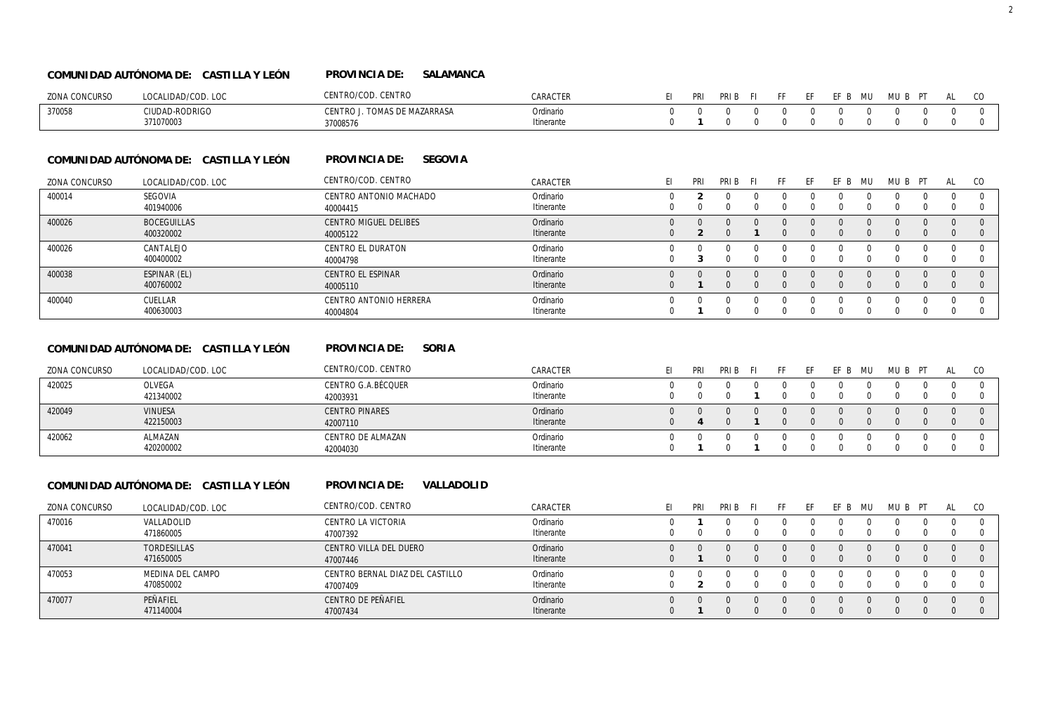**COMUNIDAD AUTÓNOMA DE: CASTILLA Y LEÓN** **PROVINCIA DE: SALAMANCA**

| ZONA CONCURSO | LOCALIDAD/COD. LOC | CENTRO/COD. CENTRO | CARACTER | EI | PRI | PRI B | FI | FF | EF | EF B | MU | MU B | PT | AL | CO |
|---|---|---|---|---|---|---|---|---|---|---|---|---|---|---|---|
| 370058 | CIUDAD-RODRIGO | CENTRO J. TOMAS DE MAZARRASA | Ordinario | 0 | 0 | 0 | 0 | 0 | 0 | 0 | 0 | 0 | 0 | 0 | 0 |
| | 371070003 | 37008576 | Itinerante | 0 | **1** | 0 | 0 | 0 | 0 | 0 | 0 | 0 | 0 | 0 | 0 |

**COMUNIDAD AUTÓNOMA DE: CASTILLA Y LEÓN** **PROVINCIA DE: SEGOVIA**

| ZONA CONCURSO | LOCALIDAD/COD. LOC | CENTRO/COD. CENTRO | CARACTER | EI | PRI | PRI B | FI | FF | EF | EF B | MU | MU B | PT | AL | CO |
|---|---|---|---|---|---|---|---|---|---|---|---|---|---|---|---|
| 400014 | SEGOVIA | CENTRO ANTONIO MACHADO | Ordinario | 0 | **2** | 0 | 0 | 0 | 0 | 0 | 0 | 0 | 0 | 0 | 0 |
| | 401940006 | 40004415 | Itinerante | 0 | 0 | 0 | 0 | 0 | 0 | 0 | 0 | 0 | 0 | 0 | 0 |
| 400026 | BOCEGUILLAS | CENTRO MIGUEL DELIBES | Ordinario | 0 | 0 | 0 | 0 | 0 | 0 | 0 | 0 | 0 | 0 | 0 | 0 |
| | 400320002 | 40005122 | Itinerante | 0 | **2** | 0 | **1** | 0 | 0 | 0 | 0 | 0 | 0 | 0 | 0 |
| 400026 | CANTALEJO | CENTRO EL DURATON | Ordinario | 0 | 0 | 0 | 0 | 0 | 0 | 0 | 0 | 0 | 0 | 0 | 0 |
| | 400400002 | 40004798 | Itinerante | 0 | **3** | 0 | 0 | 0 | 0 | 0 | 0 | 0 | 0 | 0 | 0 |
| 400038 | ESPINAR (EL) | CENTRO EL ESPINAR | Ordinario | 0 | 0 | 0 | 0 | 0 | 0 | 0 | 0 | 0 | 0 | 0 | 0 |
| | 400760002 | 40005110 | Itinerante | 0 | **1** | 0 | 0 | 0 | 0 | 0 | 0 | 0 | 0 | 0 | 0 |
| 400040 | CUELLAR | CENTRO ANTONIO HERRERA | Ordinario | 0 | 0 | 0 | 0 | 0 | 0 | 0 | 0 | 0 | 0 | 0 | 0 |
| | 400630003 | 40004804 | Itinerante | 0 | **1** | 0 | 0 | 0 | 0 | 0 | 0 | 0 | 0 | 0 | 0 |

**COMUNIDAD AUTÓNOMA DE: CASTILLA Y LEÓN** **PROVINCIA DE: SORIA**

| ZONA CONCURSO | LOCALIDAD/COD. LOC | CENTRO/COD. CENTRO | CARACTER | EI | PRI | PRI B | FI | FF | EF | EF B | MU | MU B | PT | AL | CO |
|---|---|---|---|---|---|---|---|---|---|---|---|---|---|---|---|
| 420025 | OLVEGA | CENTRO G.A.BÉCQUER | Ordinario | 0 | 0 | 0 | 0 | 0 | 0 | 0 | 0 | 0 | 0 | 0 | 0 |
| | 421340002 | 42003931 | Itinerante | 0 | 0 | 0 | **1** | 0 | 0 | 0 | 0 | 0 | 0 | 0 | 0 |
| 420049 | VINUESA | CENTRO PINARES | Ordinario | 0 | 0 | 0 | 0 | 0 | 0 | 0 | 0 | 0 | 0 | 0 | 0 |
| | 422150003 | 42007110 | Itinerante | 0 | **4** | 0 | **1** | 0 | 0 | 0 | 0 | 0 | 0 | 0 | 0 |
| 420062 | ALMAZAN | CENTRO DE ALMAZAN | Ordinario | 0 | 0 | 0 | 0 | 0 | 0 | 0 | 0 | 0 | 0 | 0 | 0 |
| | 420200002 | 42004030 | Itinerante | 0 | **1** | 0 | **1** | 0 | 0 | 0 | 0 | 0 | 0 | 0 | 0 |

**COMUNIDAD AUTÓNOMA DE: CASTILLA Y LEÓN** **PROVINCIA DE: VALLADOLID**

| ZONA CONCURSO | LOCALIDAD/COD. LOC | CENTRO/COD. CENTRO | CARACTER | EI | PRI | PRI B | FI | FF | EF | EF B | MU | MU B | PT | AL | CO |
|---|---|---|---|---|---|---|---|---|---|---|---|---|---|---|---|
| 470016 | VALLADOLID | CENTRO LA VICTORIA | Ordinario | 0 | **1** | 0 | 0 | 0 | 0 | 0 | 0 | 0 | 0 | 0 | 0 |
| | 471860005 | 47007392 | Itinerante | 0 | 0 | 0 | 0 | 0 | 0 | 0 | 0 | 0 | 0 | 0 | 0 |
| 470041 | TORDESILLAS | CENTRO VILLA DEL DUERO | Ordinario | 0 | 0 | 0 | 0 | 0 | 0 | 0 | 0 | 0 | 0 | 0 | 0 |
| | 471650005 | 47007446 | Itinerante | 0 | **1** | 0 | 0 | 0 | 0 | 0 | 0 | 0 | 0 | 0 | 0 |
| 470053 | MEDINA DEL CAMPO | CENTRO BERNAL DIAZ DEL CASTILLO | Ordinario | 0 | 0 | 0 | 0 | 0 | 0 | 0 | 0 | 0 | 0 | 0 | 0 |
| | 470850002 | 47007409 | Itinerante | 0 | **2** | 0 | 0 | 0 | 0 | 0 | 0 | 0 | 0 | 0 | 0 |
| 470077 | PEÑAFIEL | CENTRO DE PEÑAFIEL | Ordinario | 0 | 0 | 0 | 0 | 0 | 0 | 0 | 0 | 0 | 0 | 0 | 0 |
| | 471140004 | 47007434 | Itinerante | 0 | **1** | 0 | 0 | 0 | 0 | 0 | 0 | 0 | 0 | 0 | 0 |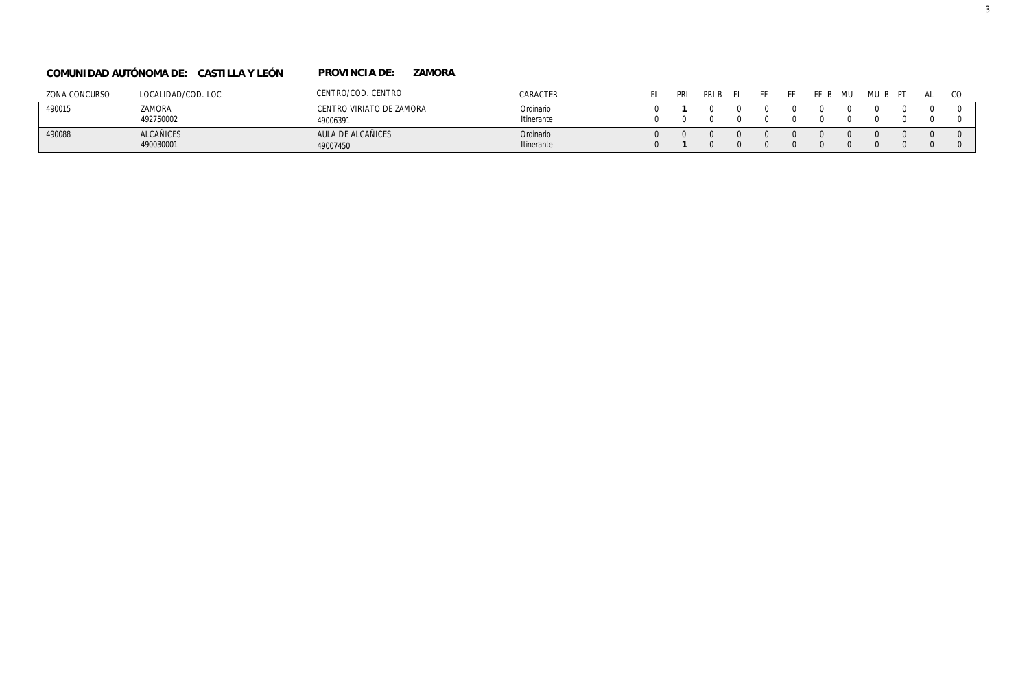**COMUNIDAD AUTÓNOMA DE: CASTILLA Y LEÓN** **PROVINCIA DE: ZAMORA**

| ZONA CONCURSO | LOCALIDAD/COD. LOC | CENTRO/COD. CENTRO | CARACTER | EI | PRI | PRI B | FI | FF | EF | EF B | MU | MU B | PT | AL | CO |
|---|---|---|---|---|---|---|---|---|---|---|---|---|---|---|---|
| 490015 | ZAMORA | CENTRO VIRIATO DE ZAMORA | Ordinario | 0 | **1** | 0 | 0 | 0 | 0 | 0 | 0 | 0 | 0 | 0 | 0 |
| | 492750002 | 49006391 | Itinerante | 0 | 0 | 0 | 0 | 0 | 0 | 0 | 0 | 0 | 0 | 0 | 0 |
| 490088 | ALCAÑICES | AULA DE ALCAÑICES | Ordinario | 0 | 0 | 0 | 0 | 0 | 0 | 0 | 0 | 0 | 0 | 0 | 0 |
| | 490030001 | 49007450 | Itinerante | 0 | **1** | 0 | 0 | 0 | 0 | 0 | 0 | 0 | 0 | 0 | 0 |